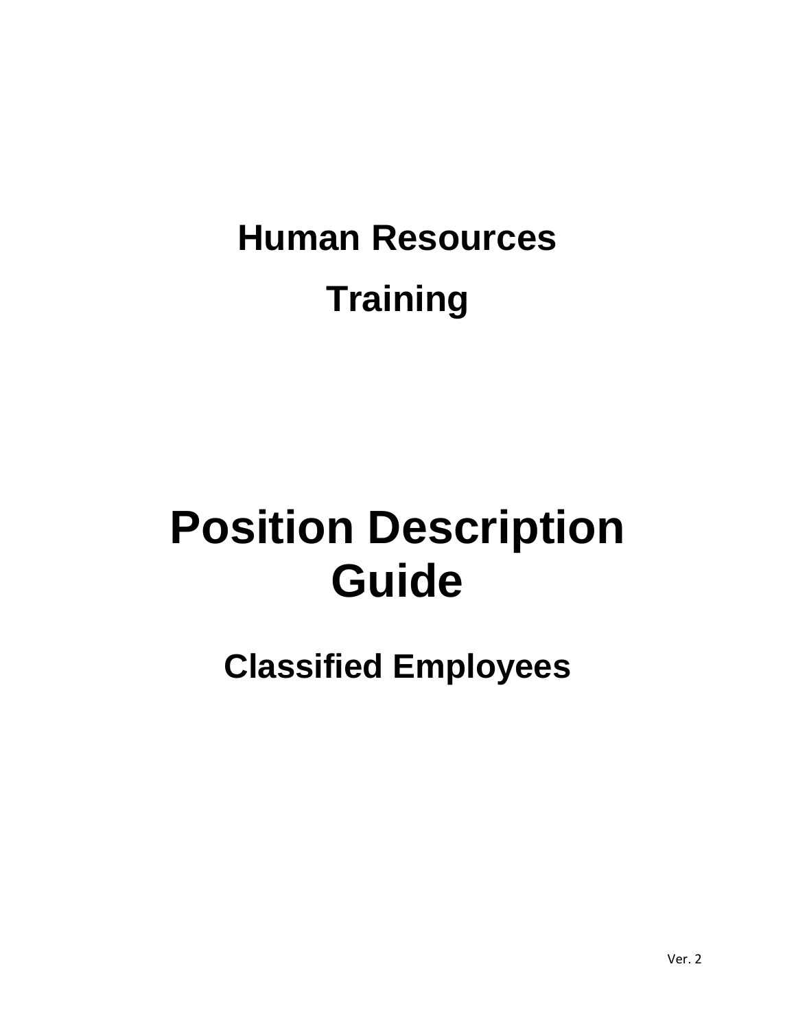## Human Resources

## Training

# Position Description Guide

## Classified Employees

Ver. 2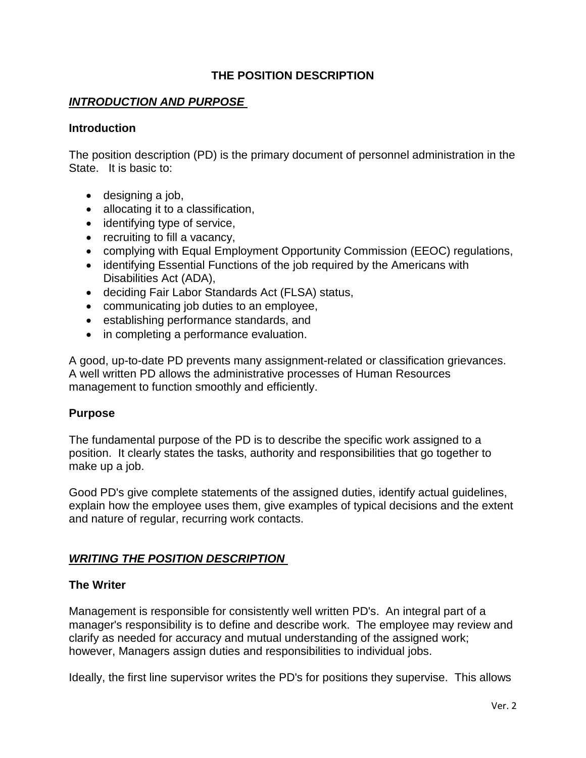# THE POSITION DESCRIPTION

## ***INTRODUCTION AND PURPOSE***

### Introduction

The position description (PD) is the primary document of personnel administration in the State. It is basic to:

- designing a job,
- allocating it to a classification,
- identifying type of service,
- recruiting to fill a vacancy,
- complying with Equal Employment Opportunity Commission (EEOC) regulations,
- identifying Essential Functions of the job required by the Americans with Disabilities Act (ADA),
- deciding Fair Labor Standards Act (FLSA) status,
- communicating job duties to an employee,
- establishing performance standards, and
- in completing a performance evaluation.

A good, up-to-date PD prevents many assignment-related or classification grievances. A well written PD allows the administrative processes of Human Resources management to function smoothly and efficiently.

### Purpose

The fundamental purpose of the PD is to describe the specific work assigned to a position. It clearly states the tasks, authority and responsibilities that go together to make up a job.

Good PD's give complete statements of the assigned duties, identify actual guidelines, explain how the employee uses them, give examples of typical decisions and the extent and nature of regular, recurring work contacts.

## ***WRITING THE POSITION DESCRIPTION***

### The Writer

Management is responsible for consistently well written PD's. An integral part of a manager's responsibility is to define and describe work. The employee may review and clarify as needed for accuracy and mutual understanding of the assigned work; however, Managers assign duties and responsibilities to individual jobs.

Ideally, the first line supervisor writes the PD's for positions they supervise. This allows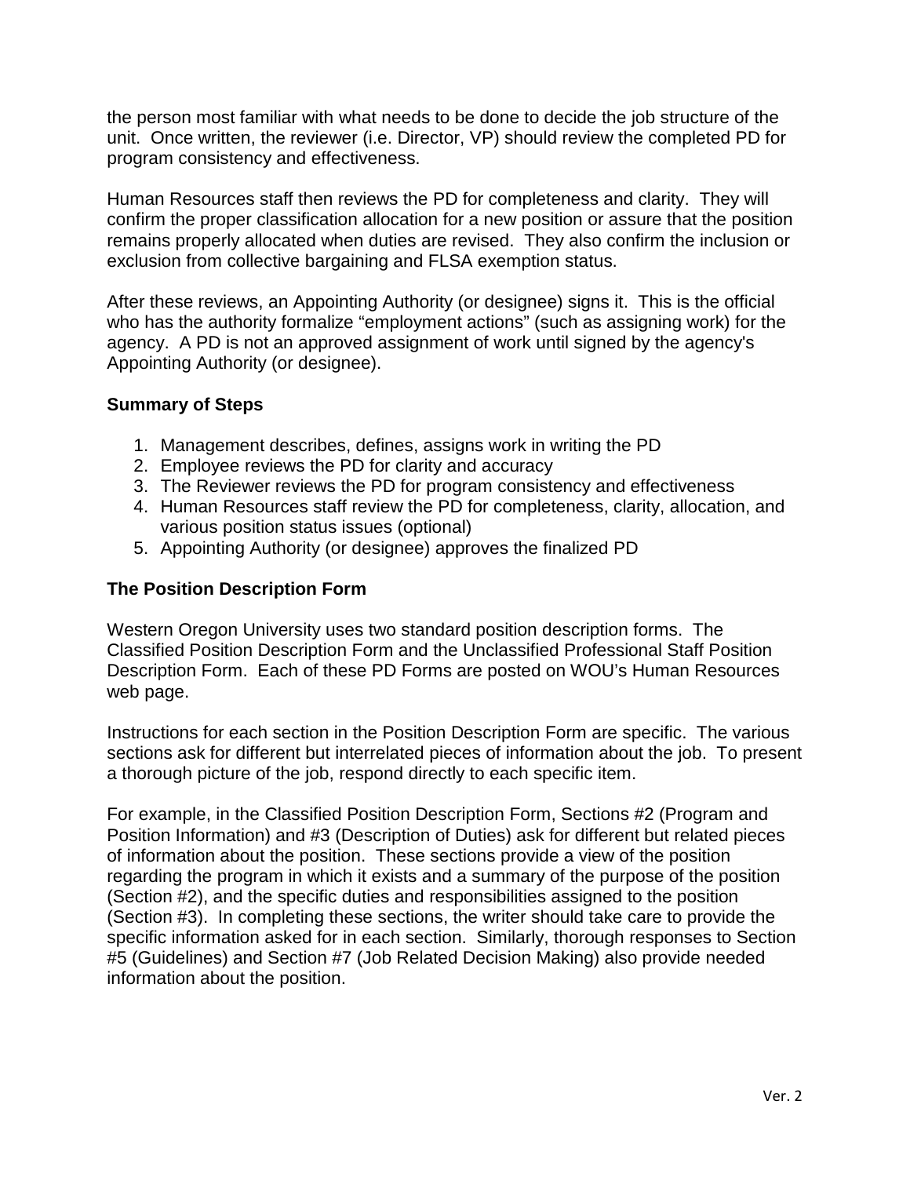the person most familiar with what needs to be done to decide the job structure of the unit. Once written, the reviewer (i.e. Director, VP) should review the completed PD for program consistency and effectiveness.

Human Resources staff then reviews the PD for completeness and clarity. They will confirm the proper classification allocation for a new position or assure that the position remains properly allocated when duties are revised. They also confirm the inclusion or exclusion from collective bargaining and FLSA exemption status.

After these reviews, an Appointing Authority (or designee) signs it. This is the official who has the authority formalize "employment actions" (such as assigning work) for the agency. A PD is not an approved assignment of work until signed by the agency's Appointing Authority (or designee).

### Summary of Steps

1. Management describes, defines, assigns work in writing the PD
2. Employee reviews the PD for clarity and accuracy
3. The Reviewer reviews the PD for program consistency and effectiveness
4. Human Resources staff review the PD for completeness, clarity, allocation, and various position status issues (optional)
5. Appointing Authority (or designee) approves the finalized PD

### The Position Description Form

Western Oregon University uses two standard position description forms. The Classified Position Description Form and the Unclassified Professional Staff Position Description Form. Each of these PD Forms are posted on WOU's Human Resources web page.

Instructions for each section in the Position Description Form are specific. The various sections ask for different but interrelated pieces of information about the job. To present a thorough picture of the job, respond directly to each specific item.

For example, in the Classified Position Description Form, Sections #2 (Program and Position Information) and #3 (Description of Duties) ask for different but related pieces of information about the position. These sections provide a view of the position regarding the program in which it exists and a summary of the purpose of the position (Section #2), and the specific duties and responsibilities assigned to the position (Section #3). In completing these sections, the writer should take care to provide the specific information asked for in each section. Similarly, thorough responses to Section #5 (Guidelines) and Section #7 (Job Related Decision Making) also provide needed information about the position.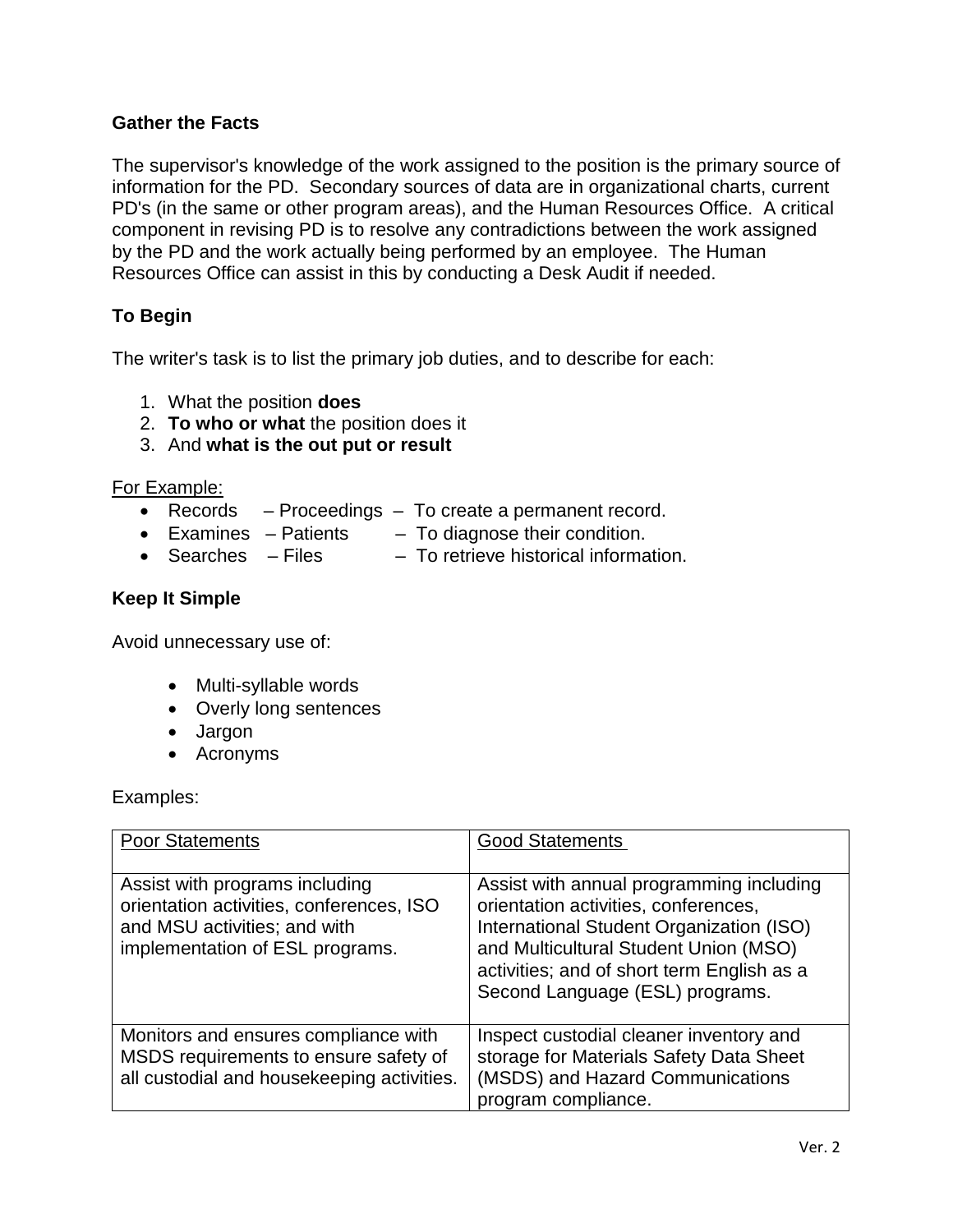**Gather the Facts**

The supervisor's knowledge of the work assigned to the position is the primary source of information for the PD. Secondary sources of data are in organizational charts, current PD's (in the same or other program areas), and the Human Resources Office. A critical component in revising PD is to resolve any contradictions between the work assigned by the PD and the work actually being performed by an employee. The Human Resources Office can assist in this by conducting a Desk Audit if needed.

**To Begin**

The writer's task is to list the primary job duties, and to describe for each:

1. What the position **does**
2. **To who or what** the position does it
3. And **what is the out put or result**

For Example:

- Records – Proceedings – To create a permanent record.
- Examines – Patients – To diagnose their condition.
- Searches – Files – To retrieve historical information.

**Keep It Simple**

Avoid unnecessary use of:

- Multi-syllable words
- Overly long sentences
- Jargon
- Acronyms

Examples:

| Poor Statements | Good Statements |
|---|---|
| Assist with programs including orientation activities, conferences, ISO and MSU activities; and with implementation of ESL programs. | Assist with annual programming including orientation activities, conferences, International Student Organization (ISO) and Multicultural Student Union (MSO) activities; and of short term English as a Second Language (ESL) programs. |
| Monitors and ensures compliance with MSDS requirements to ensure safety of all custodial and housekeeping activities. | Inspect custodial cleaner inventory and storage for Materials Safety Data Sheet (MSDS) and Hazard Communications program compliance. |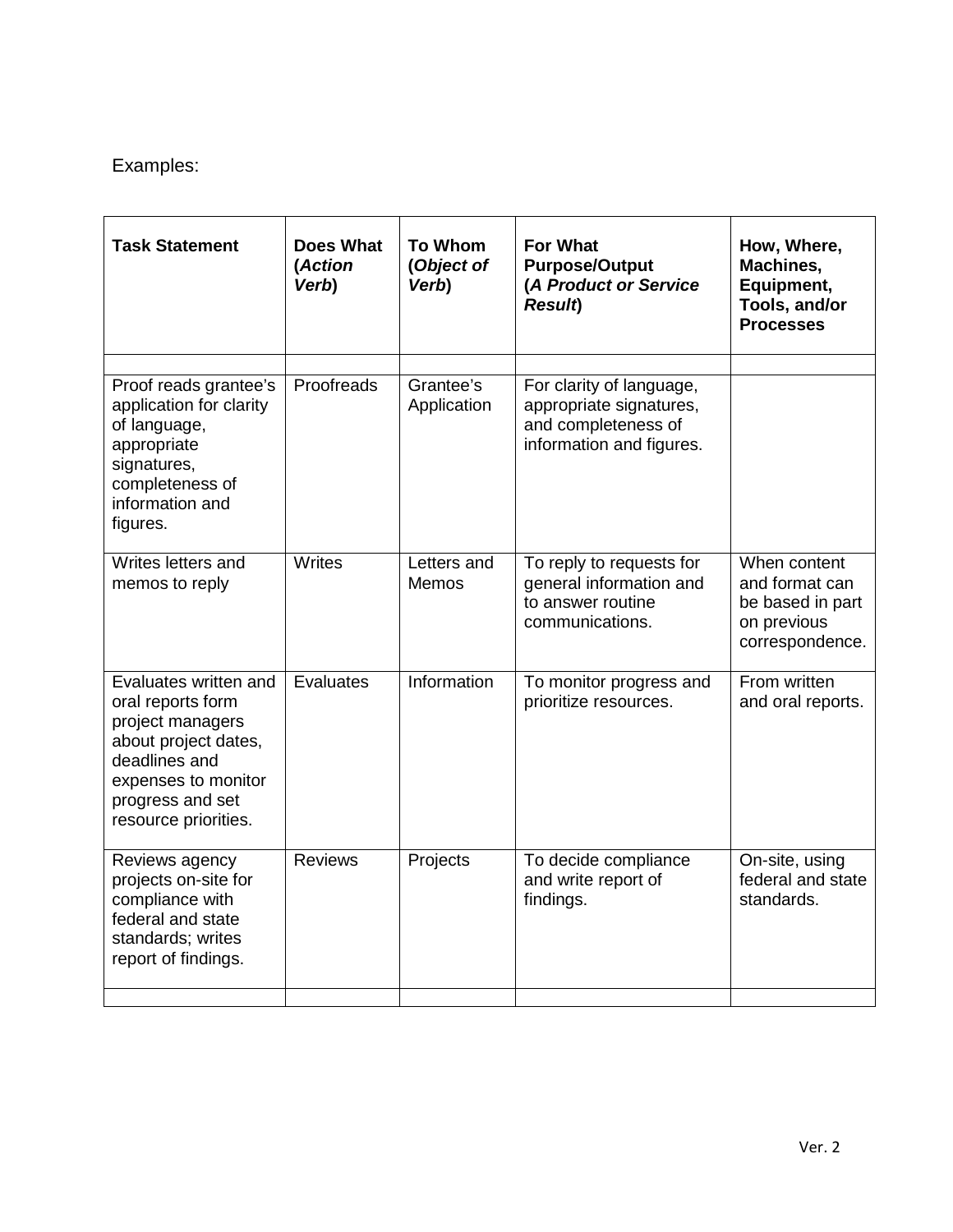Examples:

| **Task Statement** | **Does What (*Action Verb*)** | **To Whom (*Object of Verb*)** | **For What Purpose/Output (*A Product or Service Result*)** | **How, Where, Machines, Equipment, Tools, and/or Processes** |
|---|---|---|---|---|
| | | | | |
| Proof reads grantee's application for clarity of language, appropriate signatures, completeness of information and figures. | Proofreads | Grantee's Application | For clarity of language, appropriate signatures, and completeness of information and figures. | |
| Writes letters and memos to reply | Writes | Letters and Memos | To reply to requests for general information and to answer routine communications. | When content and format can be based in part on previous correspondence. |
| Evaluates written and oral reports form project managers about project dates, deadlines and expenses to monitor progress and set resource priorities. | Evaluates | Information | To monitor progress and prioritize resources. | From written and oral reports. |
| Reviews agency projects on-site for compliance with federal and state standards; writes report of findings. | Reviews | Projects | To decide compliance and write report of findings. | On-site, using federal and state standards. |
| | | | | |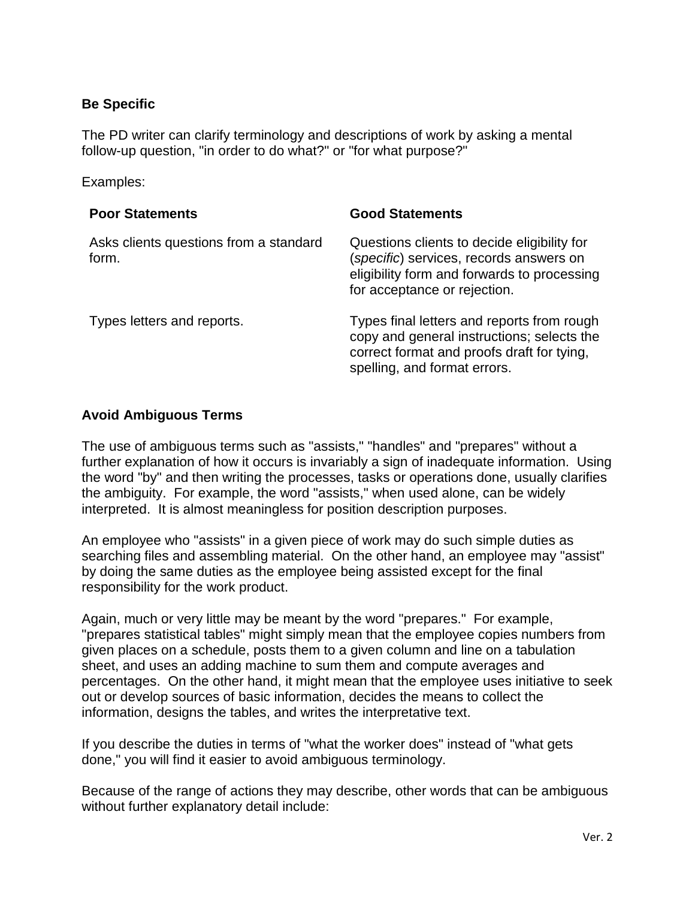**Be Specific**

The PD writer can clarify terminology and descriptions of work by asking a mental follow-up question, "in order to do what?" or "for what purpose?"

Examples:

| Poor Statements | Good Statements |
| --- | --- |
| Asks clients questions from a standard form. | Questions clients to decide eligibility for (*specific*) services, records answers on eligibility form and forwards to processing for acceptance or rejection. |
| Types letters and reports. | Types final letters and reports from rough copy and general instructions; selects the correct format and proofs draft for tying, spelling, and format errors. |

**Avoid Ambiguous Terms**

The use of ambiguous terms such as "assists," "handles" and "prepares" without a further explanation of how it occurs is invariably a sign of inadequate information. Using the word "by" and then writing the processes, tasks or operations done, usually clarifies the ambiguity. For example, the word "assists," when used alone, can be widely interpreted. It is almost meaningless for position description purposes.

An employee who "assists" in a given piece of work may do such simple duties as searching files and assembling material. On the other hand, an employee may "assist" by doing the same duties as the employee being assisted except for the final responsibility for the work product.

Again, much or very little may be meant by the word "prepares." For example, "prepares statistical tables" might simply mean that the employee copies numbers from given places on a schedule, posts them to a given column and line on a tabulation sheet, and uses an adding machine to sum them and compute averages and percentages. On the other hand, it might mean that the employee uses initiative to seek out or develop sources of basic information, decides the means to collect the information, designs the tables, and writes the interpretative text.

If you describe the duties in terms of "what the worker does" instead of "what gets done," you will find it easier to avoid ambiguous terminology.

Because of the range of actions they may describe, other words that can be ambiguous without further explanatory detail include: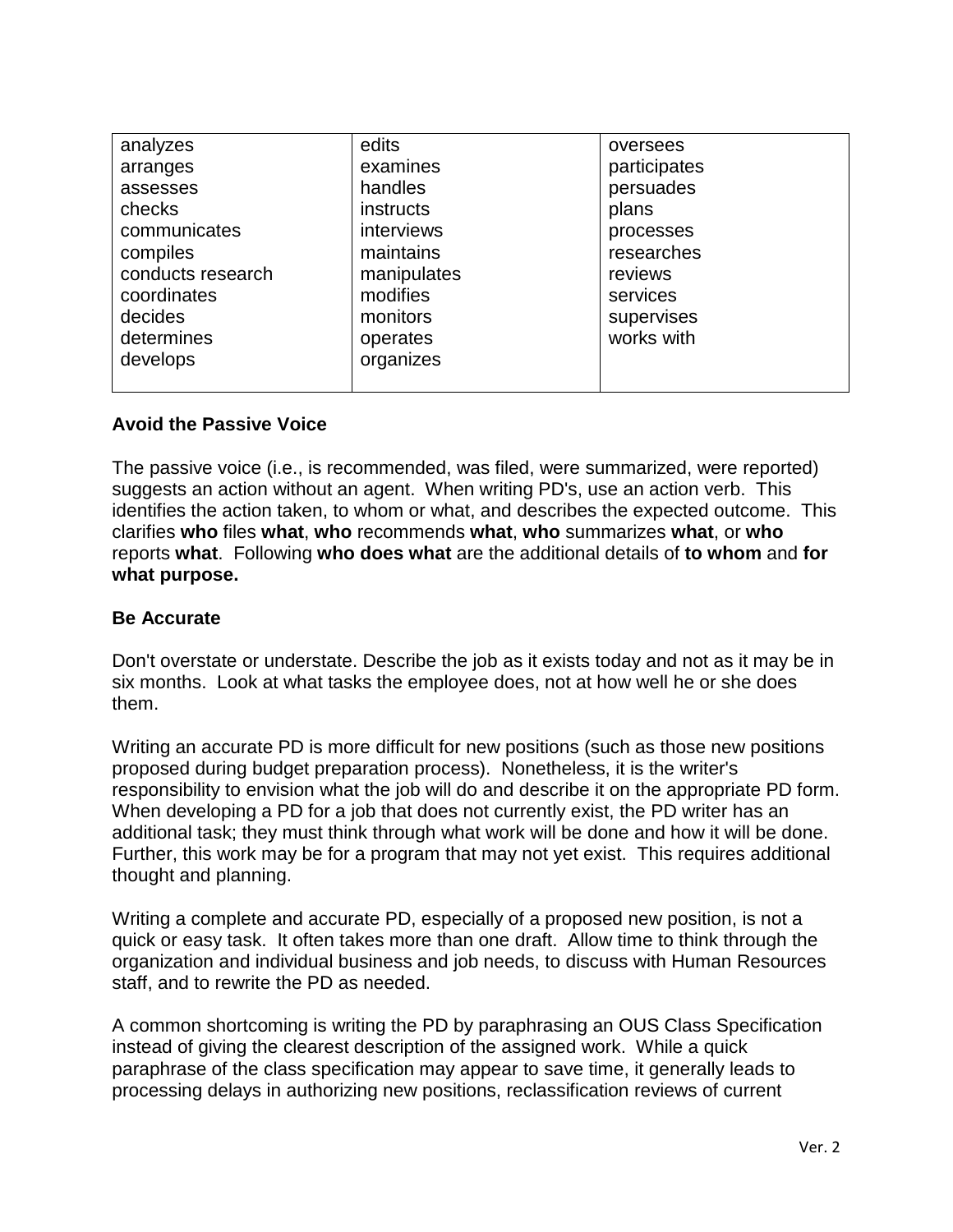| | | |
|---|---|---|
| analyzes<br>arranges<br>assesses<br>checks<br>communicates<br>compiles<br>conducts research<br>coordinates<br>decides<br>determines<br>develops | edits<br>examines<br>handles<br>instructs<br>interviews<br>maintains<br>manipulates<br>modifies<br>monitors<br>operates<br>organizes | oversees<br>participates<br>persuades<br>plans<br>processes<br>researches<br>reviews<br>services<br>supervises<br>works with |

**Avoid the Passive Voice**

The passive voice (i.e., is recommended, was filed, were summarized, were reported) suggests an action without an agent. When writing PD's, use an action verb. This identifies the action taken, to whom or what, and describes the expected outcome. This clarifies **who** files **what**, **who** recommends **what**, **who** summarizes **what**, or **who** reports **what**. Following **who does what** are the additional details of **to whom** and **for what purpose.**

**Be Accurate**

Don't overstate or understate. Describe the job as it exists today and not as it may be in six months. Look at what tasks the employee does, not at how well he or she does them.

Writing an accurate PD is more difficult for new positions (such as those new positions proposed during budget preparation process). Nonetheless, it is the writer's responsibility to envision what the job will do and describe it on the appropriate PD form. When developing a PD for a job that does not currently exist, the PD writer has an additional task; they must think through what work will be done and how it will be done. Further, this work may be for a program that may not yet exist. This requires additional thought and planning.

Writing a complete and accurate PD, especially of a proposed new position, is not a quick or easy task. It often takes more than one draft. Allow time to think through the organization and individual business and job needs, to discuss with Human Resources staff, and to rewrite the PD as needed.

A common shortcoming is writing the PD by paraphrasing an OUS Class Specification instead of giving the clearest description of the assigned work. While a quick paraphrase of the class specification may appear to save time, it generally leads to processing delays in authorizing new positions, reclassification reviews of current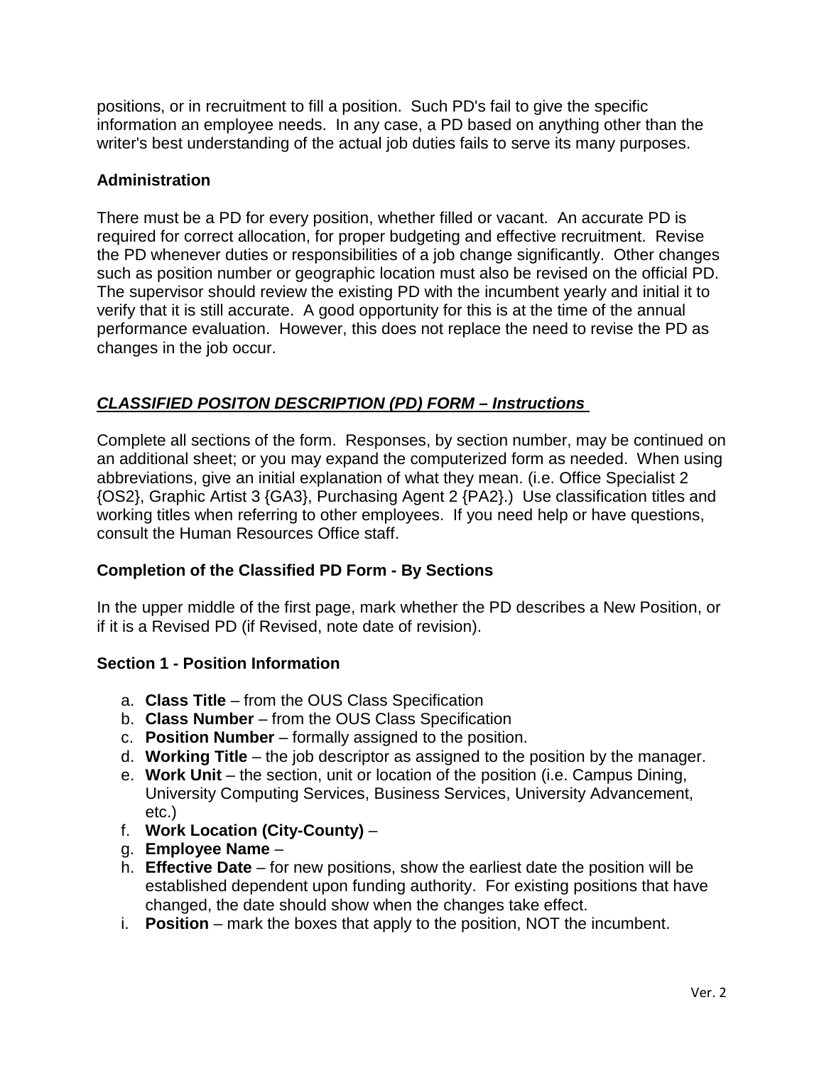positions, or in recruitment to fill a position. Such PD's fail to give the specific information an employee needs. In any case, a PD based on anything other than the writer's best understanding of the actual job duties fails to serve its many purposes.

**Administration**

There must be a PD for every position, whether filled or vacant. An accurate PD is required for correct allocation, for proper budgeting and effective recruitment. Revise the PD whenever duties or responsibilities of a job change significantly. Other changes such as position number or geographic location must also be revised on the official PD. The supervisor should review the existing PD with the incumbent yearly and initial it to verify that it is still accurate. A good opportunity for this is at the time of the annual performance evaluation. However, this does not replace the need to revise the PD as changes in the job occur.

## ***CLASSIFIED POSITON DESCRIPTION (PD) FORM – Instructions***

Complete all sections of the form. Responses, by section number, may be continued on an additional sheet; or you may expand the computerized form as needed. When using abbreviations, give an initial explanation of what they mean. (i.e. Office Specialist 2 {OS2}, Graphic Artist 3 {GA3}, Purchasing Agent 2 {PA2}.) Use classification titles and working titles when referring to other employees. If you need help or have questions, consult the Human Resources Office staff.

### Completion of the Classified PD Form - By Sections

In the upper middle of the first page, mark whether the PD describes a New Position, or if it is a Revised PD (if Revised, note date of revision).

### Section 1 - Position Information

a. **Class Title** – from the OUS Class Specification
b. **Class Number** – from the OUS Class Specification
c. **Position Number** – formally assigned to the position.
d. **Working Title** – the job descriptor as assigned to the position by the manager.
e. **Work Unit** – the section, unit or location of the position (i.e. Campus Dining, University Computing Services, Business Services, University Advancement, etc.)
f. **Work Location (City-County)** –
g. **Employee Name** –
h. **Effective Date** – for new positions, show the earliest date the position will be established dependent upon funding authority. For existing positions that have changed, the date should show when the changes take effect.
i. **Position** – mark the boxes that apply to the position, NOT the incumbent.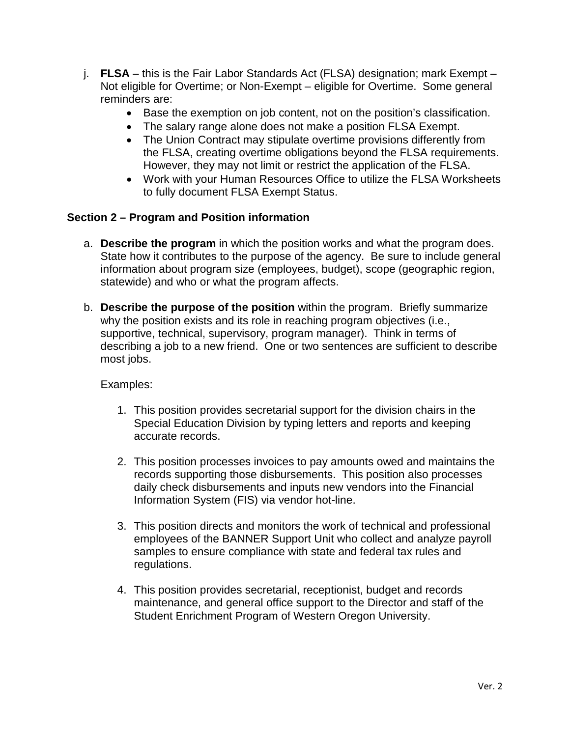j. **FLSA** – this is the Fair Labor Standards Act (FLSA) designation; mark Exempt – Not eligible for Overtime; or Non-Exempt – eligible for Overtime. Some general reminders are:
   - Base the exemption on job content, not on the position's classification.
   - The salary range alone does not make a position FLSA Exempt.
   - The Union Contract may stipulate overtime provisions differently from the FLSA, creating overtime obligations beyond the FLSA requirements. However, they may not limit or restrict the application of the FLSA.
   - Work with your Human Resources Office to utilize the FLSA Worksheets to fully document FLSA Exempt Status.

### Section 2 – Program and Position information

a. **Describe the program** in which the position works and what the program does. State how it contributes to the purpose of the agency. Be sure to include general information about program size (employees, budget), scope (geographic region, statewide) and who or what the program affects.

b. **Describe the purpose of the position** within the program. Briefly summarize why the position exists and its role in reaching program objectives (i.e., supportive, technical, supervisory, program manager). Think in terms of describing a job to a new friend. One or two sentences are sufficient to describe most jobs.

   Examples:

   1. This position provides secretarial support for the division chairs in the Special Education Division by typing letters and reports and keeping accurate records.

   2. This position processes invoices to pay amounts owed and maintains the records supporting those disbursements. This position also processes daily check disbursements and inputs new vendors into the Financial Information System (FIS) via vendor hot-line.

   3. This position directs and monitors the work of technical and professional employees of the BANNER Support Unit who collect and analyze payroll samples to ensure compliance with state and federal tax rules and regulations.

   4. This position provides secretarial, receptionist, budget and records maintenance, and general office support to the Director and staff of the Student Enrichment Program of Western Oregon University.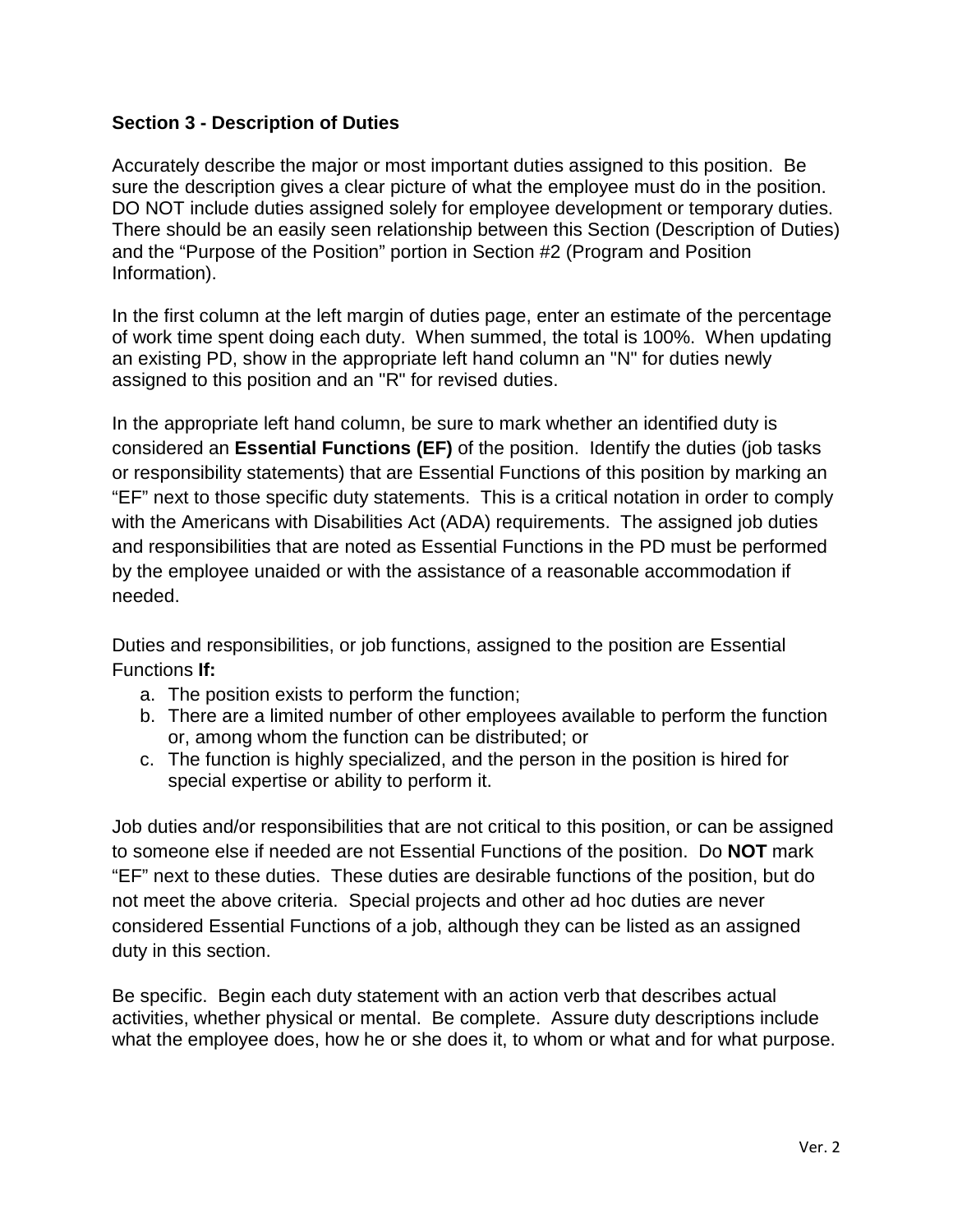**Section 3 - Description of Duties**

Accurately describe the major or most important duties assigned to this position. Be sure the description gives a clear picture of what the employee must do in the position. DO NOT include duties assigned solely for employee development or temporary duties. There should be an easily seen relationship between this Section (Description of Duties) and the “Purpose of the Position” portion in Section #2 (Program and Position Information).

In the first column at the left margin of duties page, enter an estimate of the percentage of work time spent doing each duty. When summed, the total is 100%. When updating an existing PD, show in the appropriate left hand column an "N" for duties newly assigned to this position and an "R" for revised duties.

In the appropriate left hand column, be sure to mark whether an identified duty is considered an **Essential Functions (EF)** of the position. Identify the duties (job tasks or responsibility statements) that are Essential Functions of this position by marking an “EF” next to those specific duty statements. This is a critical notation in order to comply with the Americans with Disabilities Act (ADA) requirements. The assigned job duties and responsibilities that are noted as Essential Functions in the PD must be performed by the employee unaided or with the assistance of a reasonable accommodation if needed.

Duties and responsibilities, or job functions, assigned to the position are Essential Functions **If:**

a. The position exists to perform the function;
b. There are a limited number of other employees available to perform the function or, among whom the function can be distributed; or
c. The function is highly specialized, and the person in the position is hired for special expertise or ability to perform it.

Job duties and/or responsibilities that are not critical to this position, or can be assigned to someone else if needed are not Essential Functions of the position. Do **NOT** mark “EF” next to these duties. These duties are desirable functions of the position, but do not meet the above criteria. Special projects and other ad hoc duties are never considered Essential Functions of a job, although they can be listed as an assigned duty in this section.

Be specific. Begin each duty statement with an action verb that describes actual activities, whether physical or mental. Be complete. Assure duty descriptions include what the employee does, how he or she does it, to whom or what and for what purpose.

Ver. 2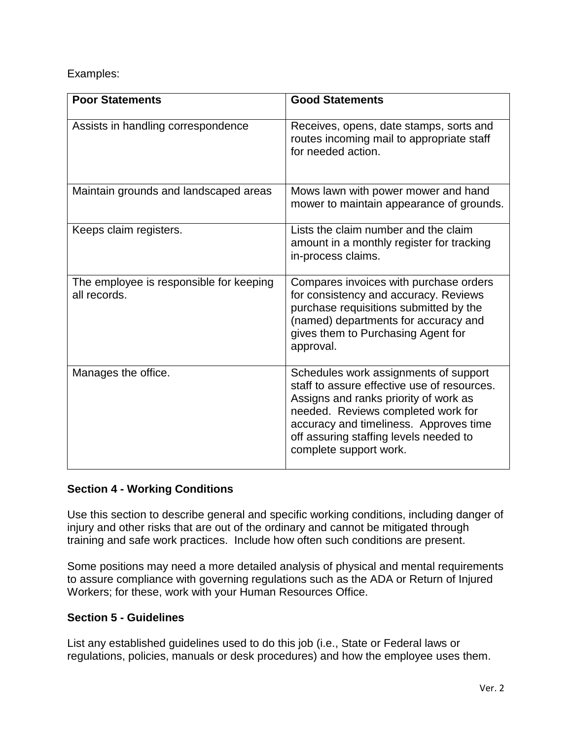Examples:

| Poor Statements | Good Statements |
|---|---|
| Assists in handling correspondence | Receives, opens, date stamps, sorts and routes incoming mail to appropriate staff for needed action. |
| Maintain grounds and landscaped areas | Mows lawn with power mower and hand mower to maintain appearance of grounds. |
| Keeps claim registers. | Lists the claim number and the claim amount in a monthly register for tracking in-process claims. |
| The employee is responsible for keeping all records. | Compares invoices with purchase orders for consistency and accuracy. Reviews purchase requisitions submitted by the (named) departments for accuracy and gives them to Purchasing Agent for approval. |
| Manages the office. | Schedules work assignments of support staff to assure effective use of resources. Assigns and ranks priority of work as needed. Reviews completed work for accuracy and timeliness. Approves time off assuring staffing levels needed to complete support work. |

**Section 4 - Working Conditions**

Use this section to describe general and specific working conditions, including danger of injury and other risks that are out of the ordinary and cannot be mitigated through training and safe work practices. Include how often such conditions are present.

Some positions may need a more detailed analysis of physical and mental requirements to assure compliance with governing regulations such as the ADA or Return of Injured Workers; for these, work with your Human Resources Office.

**Section 5 - Guidelines**

List any established guidelines used to do this job (i.e., State or Federal laws or regulations, policies, manuals or desk procedures) and how the employee uses them.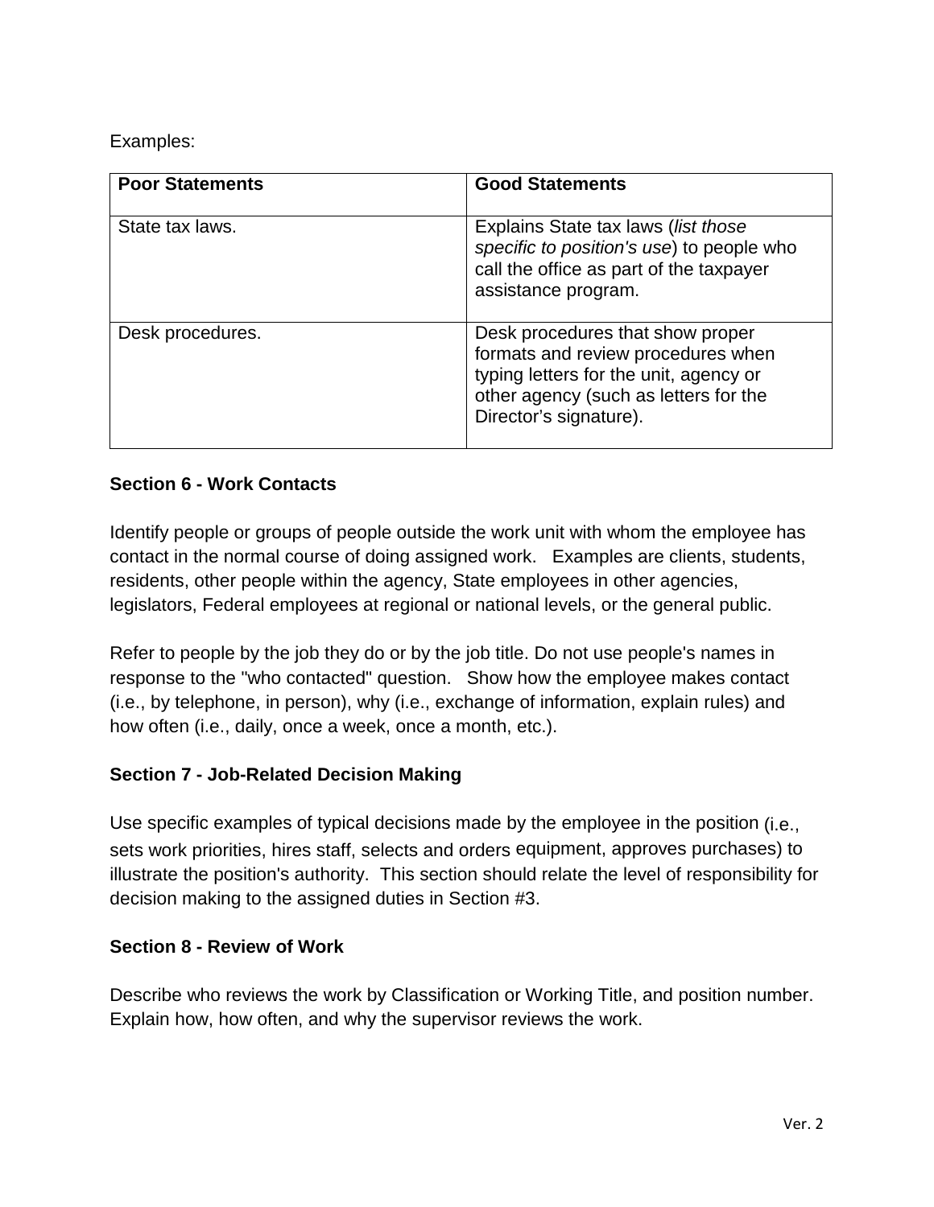Examples:

| Poor Statements | Good Statements |
| --- | --- |
| State tax laws. | Explains State tax laws (*list those specific to position's use*) to people who call the office as part of the taxpayer assistance program. |
| Desk procedures. | Desk procedures that show proper formats and review procedures when typing letters for the unit, agency or other agency (such as letters for the Director's signature). |

**Section 6 - Work Contacts**

Identify people or groups of people outside the work unit with whom the employee has contact in the normal course of doing assigned work. Examples are clients, students, residents, other people within the agency, State employees in other agencies, legislators, Federal employees at regional or national levels, or the general public.

Refer to people by the job they do or by the job title. Do not use people's names in response to the "who contacted" question. Show how the employee makes contact (i.e., by telephone, in person), why (i.e., exchange of information, explain rules) and how often (i.e., daily, once a week, once a month, etc.).

**Section 7 - Job-Related Decision Making**

Use specific examples of typical decisions made by the employee in the position (i.e., sets work priorities, hires staff, selects and orders equipment, approves purchases) to illustrate the position's authority. This section should relate the level of responsibility for decision making to the assigned duties in Section #3.

**Section 8 - Review of Work**

Describe who reviews the work by Classification or Working Title, and position number. Explain how, how often, and why the supervisor reviews the work.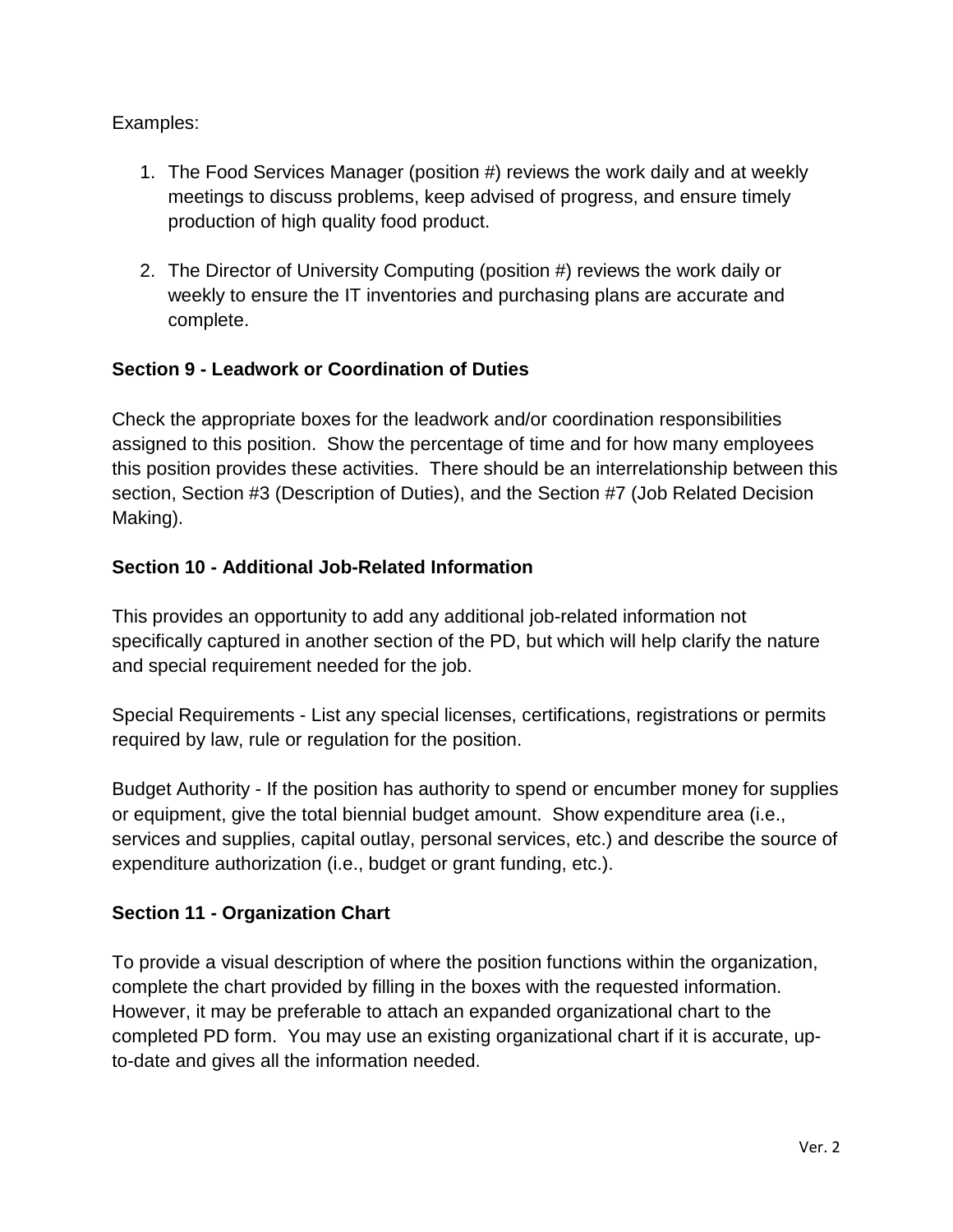Examples:

1. The Food Services Manager (position #) reviews the work daily and at weekly meetings to discuss problems, keep advised of progress, and ensure timely production of high quality food product.

2. The Director of University Computing (position #) reviews the work daily or weekly to ensure the IT inventories and purchasing plans are accurate and complete.

**Section 9 - Leadwork or Coordination of Duties**

Check the appropriate boxes for the leadwork and/or coordination responsibilities assigned to this position. Show the percentage of time and for how many employees this position provides these activities. There should be an interrelationship between this section, Section #3 (Description of Duties), and the Section #7 (Job Related Decision Making).

**Section 10 - Additional Job-Related Information**

This provides an opportunity to add any additional job-related information not specifically captured in another section of the PD, but which will help clarify the nature and special requirement needed for the job.

Special Requirements - List any special licenses, certifications, registrations or permits required by law, rule or regulation for the position.

Budget Authority - If the position has authority to spend or encumber money for supplies or equipment, give the total biennial budget amount. Show expenditure area (i.e., services and supplies, capital outlay, personal services, etc.) and describe the source of expenditure authorization (i.e., budget or grant funding, etc.).

**Section 11 - Organization Chart**

To provide a visual description of where the position functions within the organization, complete the chart provided by filling in the boxes with the requested information. However, it may be preferable to attach an expanded organizational chart to the completed PD form. You may use an existing organizational chart if it is accurate, up-to-date and gives all the information needed.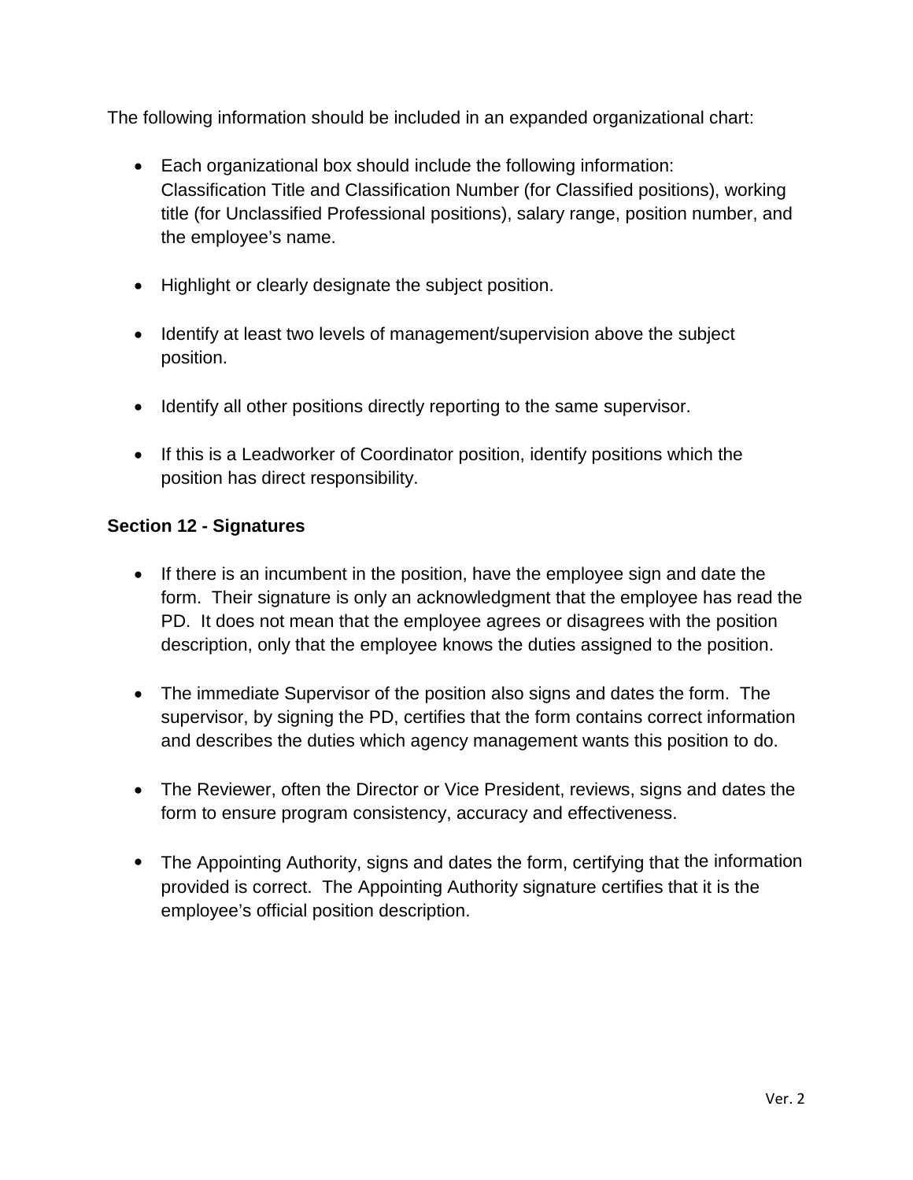The following information should be included in an expanded organizational chart:

- Each organizational box should include the following information: Classification Title and Classification Number (for Classified positions), working title (for Unclassified Professional positions), salary range, position number, and the employee's name.
- Highlight or clearly designate the subject position.
- Identify at least two levels of management/supervision above the subject position.
- Identify all other positions directly reporting to the same supervisor.
- If this is a Leadworker of Coordinator position, identify positions which the position has direct responsibility.

**Section 12 - Signatures**

- If there is an incumbent in the position, have the employee sign and date the form. Their signature is only an acknowledgment that the employee has read the PD. It does not mean that the employee agrees or disagrees with the position description, only that the employee knows the duties assigned to the position.
- The immediate Supervisor of the position also signs and dates the form. The supervisor, by signing the PD, certifies that the form contains correct information and describes the duties which agency management wants this position to do.
- The Reviewer, often the Director or Vice President, reviews, signs and dates the form to ensure program consistency, accuracy and effectiveness.
- The Appointing Authority, signs and dates the form, certifying that the information provided is correct. The Appointing Authority signature certifies that it is the employee's official position description.